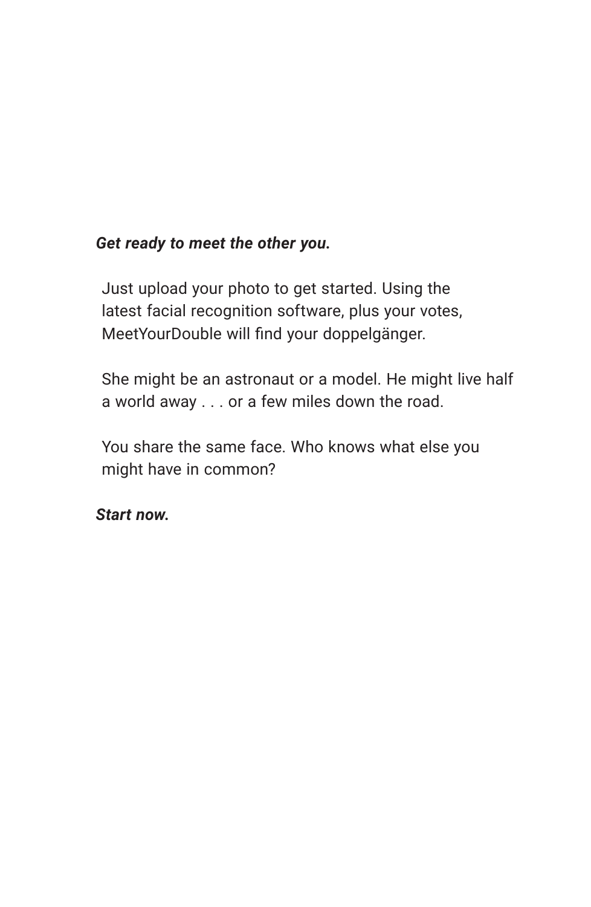***Get ready to meet the other you.***

Just upload your photo to get started. Using the latest facial recognition software, plus your votes, MeetYourDouble will find your doppelgänger.

She might be an astronaut or a model. He might live half a world away . . . or a few miles down the road.

You share the same face. Who knows what else you might have in common?

***Start now.***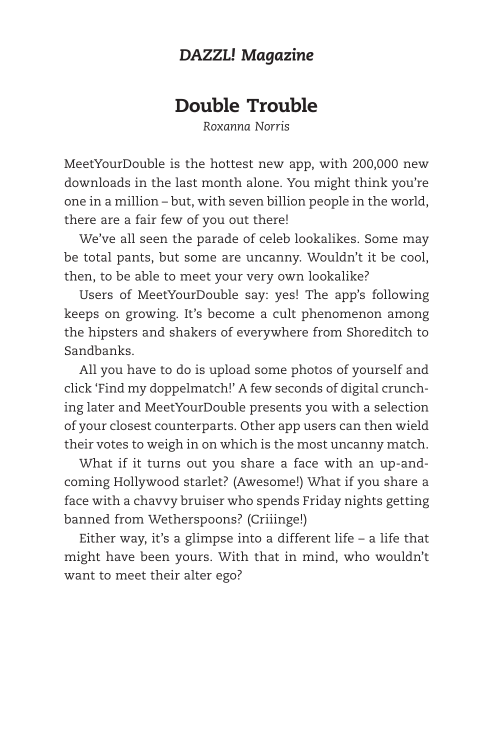*DAZZL! Magazine*

# Double Trouble

*Roxanna Norris*

MeetYourDouble is the hottest new app, with 200,000 new downloads in the last month alone. You might think you're one in a million – but, with seven billion people in the world, there are a fair few of you out there!

We've all seen the parade of celeb lookalikes. Some may be total pants, but some are uncanny. Wouldn't it be cool, then, to be able to meet your very own lookalike?

Users of MeetYourDouble say: yes! The app's following keeps on growing. It's become a cult phenomenon among the hipsters and shakers of everywhere from Shoreditch to Sandbanks.

All you have to do is upload some photos of yourself and click 'Find my doppelmatch!' A few seconds of digital crunching later and MeetYourDouble presents you with a selection of your closest counterparts. Other app users can then wield their votes to weigh in on which is the most uncanny match.

What if it turns out you share a face with an up-and-coming Hollywood starlet? (Awesome!) What if you share a face with a chavvy bruiser who spends Friday nights getting banned from Wetherspoons? (Criiinge!)

Either way, it's a glimpse into a different life – a life that might have been yours. With that in mind, who wouldn't want to meet their alter ego?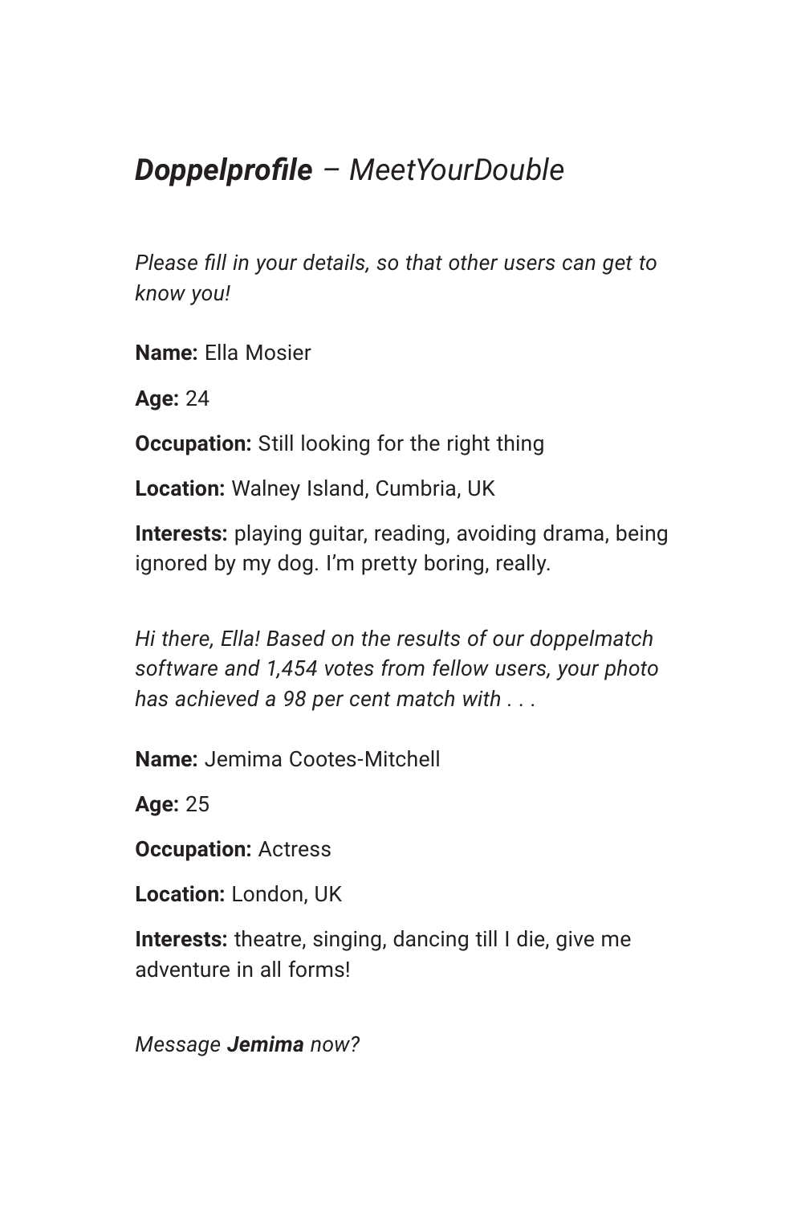## ***Doppelprofile*** *– MeetYourDouble*

*Please fill in your details, so that other users can get to know you!*

**Name:** Ella Mosier

**Age:** 24

**Occupation:** Still looking for the right thing

**Location:** Walney Island, Cumbria, UK

**Interests:** playing guitar, reading, avoiding drama, being ignored by my dog. I'm pretty boring, really.

*Hi there, Ella! Based on the results of our doppelmatch software and 1,454 votes from fellow users, your photo has achieved a 98 per cent match with . . .*

**Name:** Jemima Cootes-Mitchell

**Age:** 25

**Occupation:** Actress

**Location:** London, UK

**Interests:** theatre, singing, dancing till I die, give me adventure in all forms!

*Message* ***Jemima*** *now?*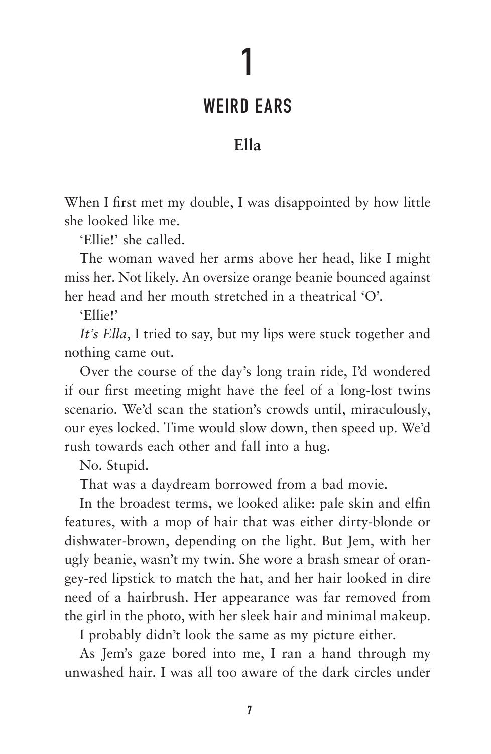# 1

## WEIRD EARS

### Ella

When I first met my double, I was disappointed by how little she looked like me.

'Ellie!' she called.

The woman waved her arms above her head, like I might miss her. Not likely. An oversize orange beanie bounced against her head and her mouth stretched in a theatrical 'O'.

'Ellie!'

*It's Ella*, I tried to say, but my lips were stuck together and nothing came out.

Over the course of the day's long train ride, I'd wondered if our first meeting might have the feel of a long-lost twins scenario. We'd scan the station's crowds until, miraculously, our eyes locked. Time would slow down, then speed up. We'd rush towards each other and fall into a hug.

No. Stupid.

That was a daydream borrowed from a bad movie.

In the broadest terms, we looked alike: pale skin and elfin features, with a mop of hair that was either dirty-blonde or dishwater-brown, depending on the light. But Jem, with her ugly beanie, wasn't my twin. She wore a brash smear of orangey-red lipstick to match the hat, and her hair looked in dire need of a hairbrush. Her appearance was far removed from the girl in the photo, with her sleek hair and minimal makeup.

I probably didn't look the same as my picture either.

As Jem's gaze bored into me, I ran a hand through my unwashed hair. I was all too aware of the dark circles under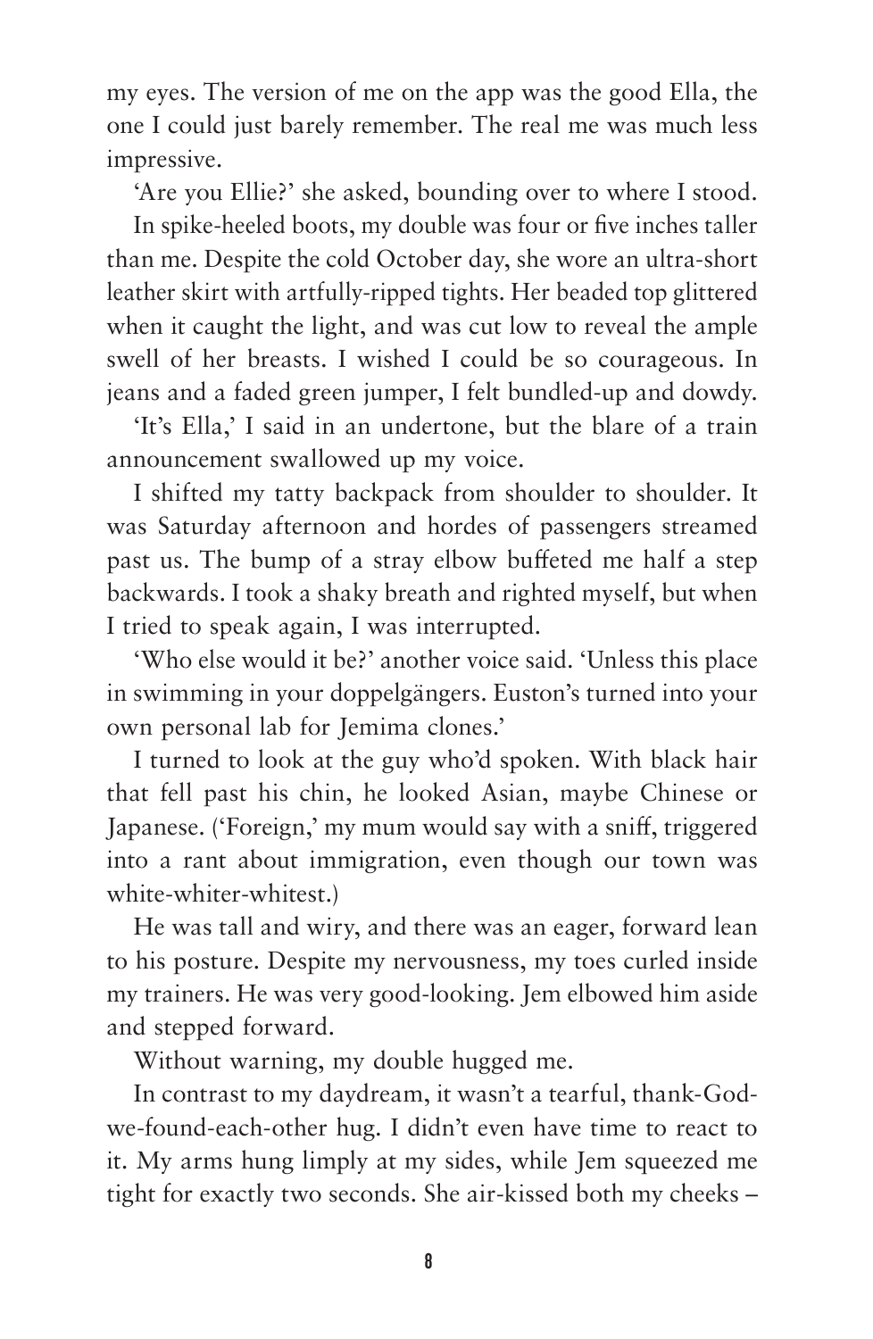my eyes. The version of me on the app was the good Ella, the one I could just barely remember. The real me was much less impressive.

'Are you Ellie?' she asked, bounding over to where I stood.

In spike-heeled boots, my double was four or five inches taller than me. Despite the cold October day, she wore an ultra-short leather skirt with artfully-ripped tights. Her beaded top glittered when it caught the light, and was cut low to reveal the ample swell of her breasts. I wished I could be so courageous. In jeans and a faded green jumper, I felt bundled-up and dowdy.

'It's Ella,' I said in an undertone, but the blare of a train announcement swallowed up my voice.

I shifted my tatty backpack from shoulder to shoulder. It was Saturday afternoon and hordes of passengers streamed past us. The bump of a stray elbow buffeted me half a step backwards. I took a shaky breath and righted myself, but when I tried to speak again, I was interrupted.

'Who else would it be?' another voice said. 'Unless this place in swimming in your doppelgängers. Euston's turned into your own personal lab for Jemima clones.'

I turned to look at the guy who'd spoken. With black hair that fell past his chin, he looked Asian, maybe Chinese or Japanese. ('Foreign,' my mum would say with a sniff, triggered into a rant about immigration, even though our town was white-whiter-whitest.)

He was tall and wiry, and there was an eager, forward lean to his posture. Despite my nervousness, my toes curled inside my trainers. He was very good-looking. Jem elbowed him aside and stepped forward.

Without warning, my double hugged me.

In contrast to my daydream, it wasn't a tearful, thank-God-we-found-each-other hug. I didn't even have time to react to it. My arms hung limply at my sides, while Jem squeezed me tight for exactly two seconds. She air-kissed both my cheeks –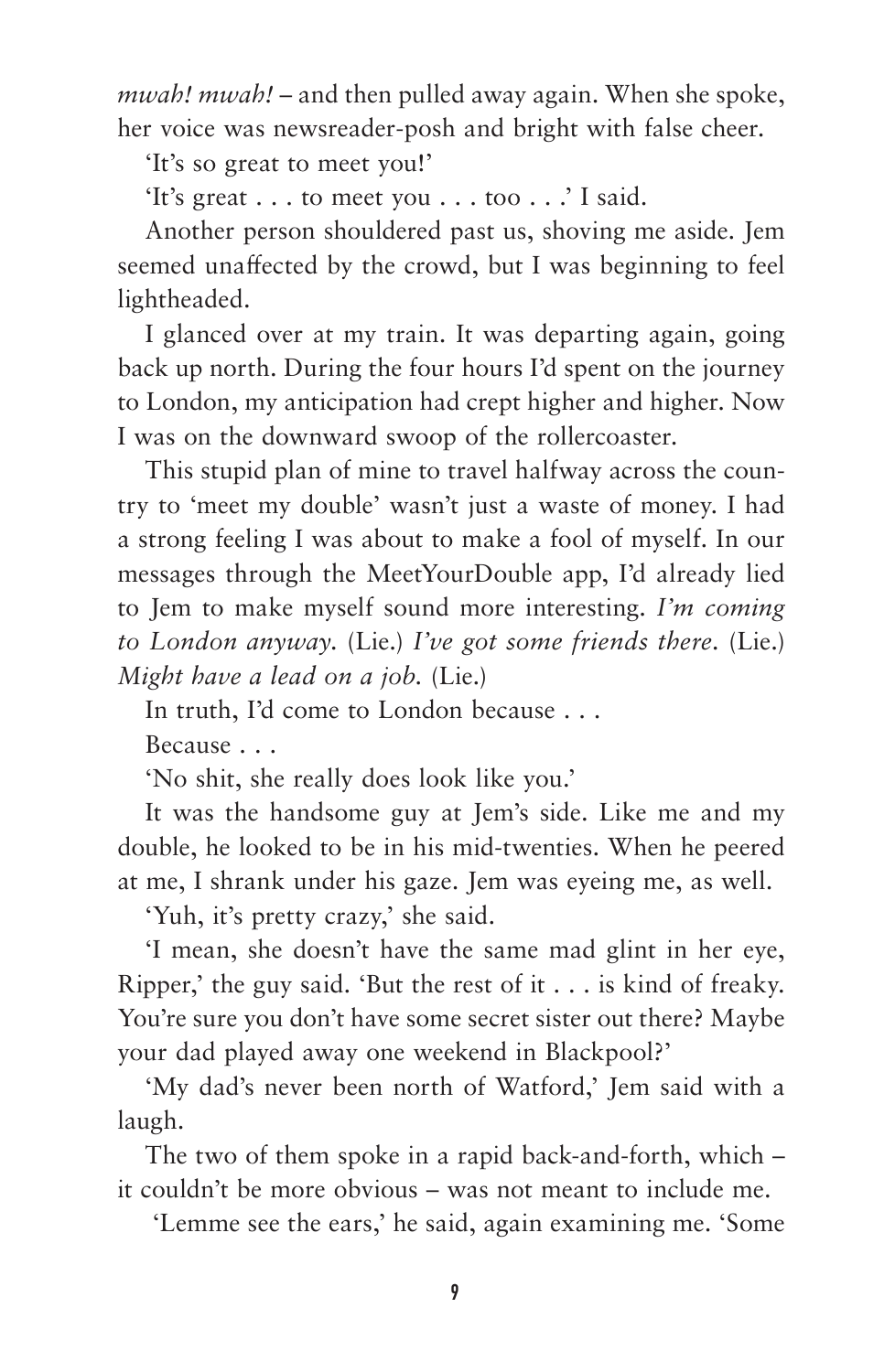*mwah! mwah!* – and then pulled away again. When she spoke, her voice was newsreader-posh and bright with false cheer.

'It's so great to meet you!'

'It's great . . . to meet you . . . too . . .' I said.

Another person shouldered past us, shoving me aside. Jem seemed unaffected by the crowd, but I was beginning to feel lightheaded.

I glanced over at my train. It was departing again, going back up north. During the four hours I'd spent on the journey to London, my anticipation had crept higher and higher. Now I was on the downward swoop of the rollercoaster.

This stupid plan of mine to travel halfway across the country to 'meet my double' wasn't just a waste of money. I had a strong feeling I was about to make a fool of myself. In our messages through the MeetYourDouble app, I'd already lied to Jem to make myself sound more interesting. *I'm coming to London anyway.* (Lie.) *I've got some friends there.* (Lie.) *Might have a lead on a job.* (Lie.)

In truth, I'd come to London because . . .

Because . . .

'No shit, she really does look like you.'

It was the handsome guy at Jem's side. Like me and my double, he looked to be in his mid-twenties. When he peered at me, I shrank under his gaze. Jem was eyeing me, as well.

'Yuh, it's pretty crazy,' she said.

'I mean, she doesn't have the same mad glint in her eye, Ripper,' the guy said. 'But the rest of it . . . is kind of freaky. You're sure you don't have some secret sister out there? Maybe your dad played away one weekend in Blackpool?'

'My dad's never been north of Watford,' Jem said with a laugh.

The two of them spoke in a rapid back-and-forth, which – it couldn't be more obvious – was not meant to include me.

'Lemme see the ears,' he said, again examining me. 'Some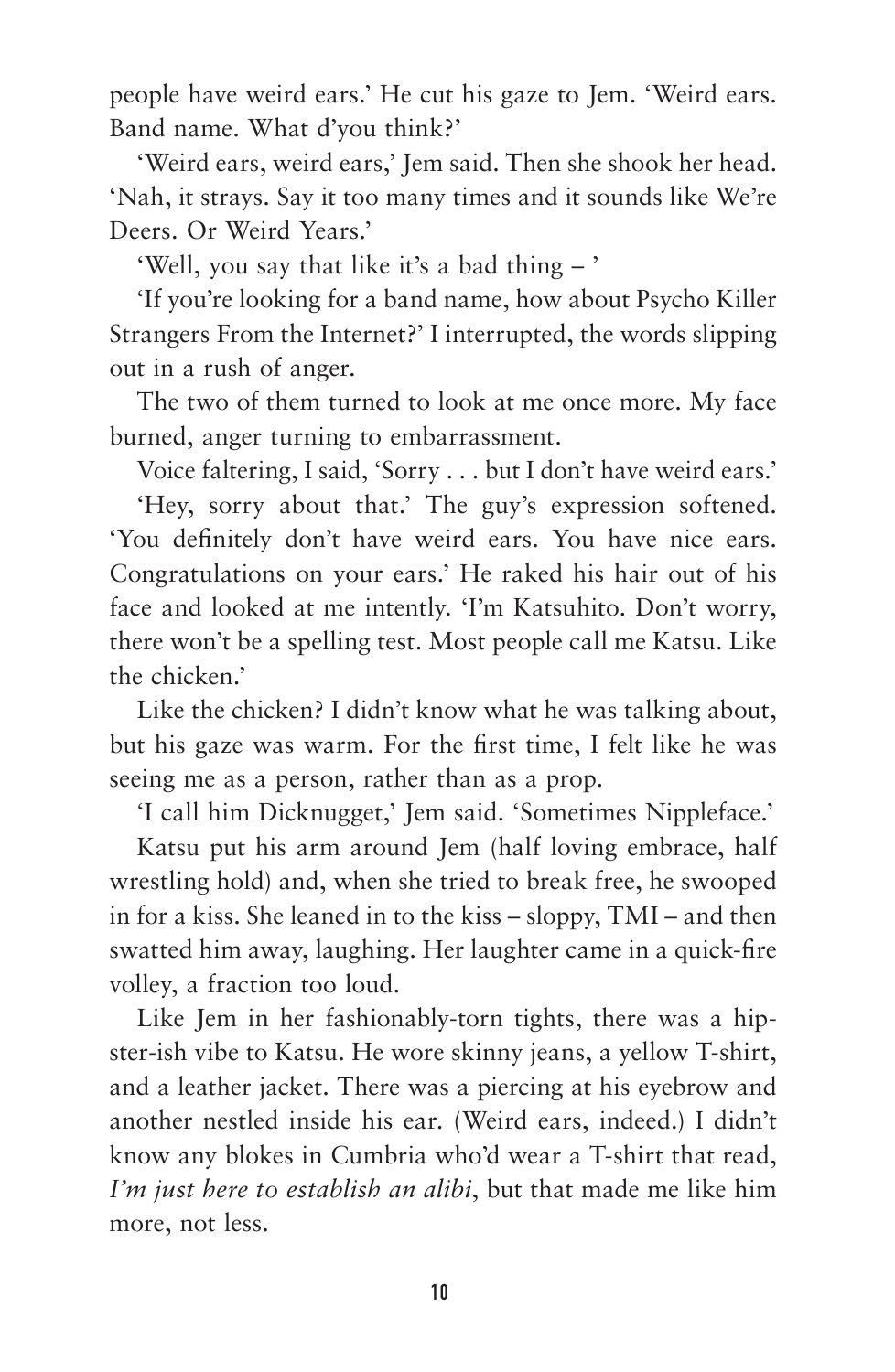people have weird ears.' He cut his gaze to Jem. 'Weird ears. Band name. What d'you think?'

'Weird ears, weird ears,' Jem said. Then she shook her head. 'Nah, it strays. Say it too many times and it sounds like We're Deers. Or Weird Years.'

'Well, you say that like it's a bad thing – '

'If you're looking for a band name, how about Psycho Killer Strangers From the Internet?' I interrupted, the words slipping out in a rush of anger.

The two of them turned to look at me once more. My face burned, anger turning to embarrassment.

Voice faltering, I said, 'Sorry . . . but I don't have weird ears.'

'Hey, sorry about that.' The guy's expression softened. 'You definitely don't have weird ears. You have nice ears. Congratulations on your ears.' He raked his hair out of his face and looked at me intently. 'I'm Katsuhito. Don't worry, there won't be a spelling test. Most people call me Katsu. Like the chicken.'

Like the chicken? I didn't know what he was talking about, but his gaze was warm. For the first time, I felt like he was seeing me as a person, rather than as a prop.

'I call him Dicknugget,' Jem said. 'Sometimes Nippleface.'

Katsu put his arm around Jem (half loving embrace, half wrestling hold) and, when she tried to break free, he swooped in for a kiss. She leaned in to the kiss – sloppy, TMI – and then swatted him away, laughing. Her laughter came in a quick-fire volley, a fraction too loud.

Like Jem in her fashionably-torn tights, there was a hipster-ish vibe to Katsu. He wore skinny jeans, a yellow T-shirt, and a leather jacket. There was a piercing at his eyebrow and another nestled inside his ear. (Weird ears, indeed.) I didn't know any blokes in Cumbria who'd wear a T-shirt that read, *I'm just here to establish an alibi*, but that made me like him more, not less.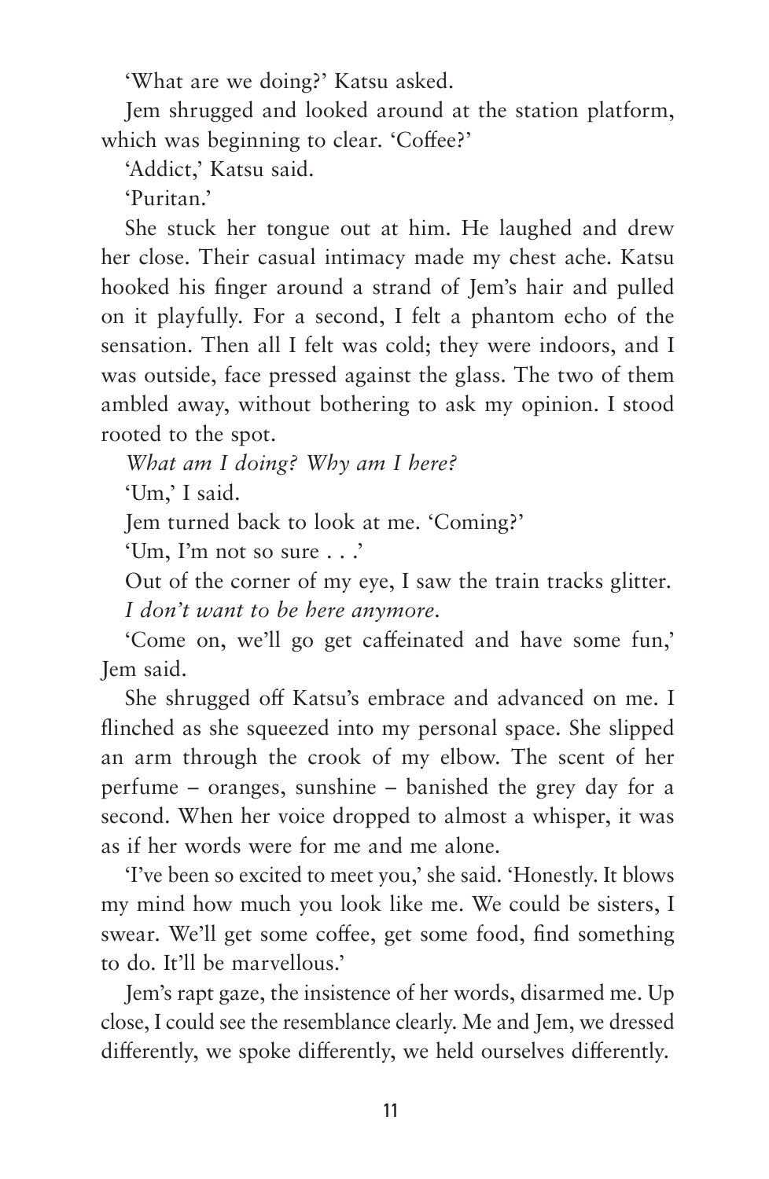'What are we doing?' Katsu asked.

Jem shrugged and looked around at the station platform, which was beginning to clear. 'Coffee?'

'Addict,' Katsu said.

'Puritan.'

She stuck her tongue out at him. He laughed and drew her close. Their casual intimacy made my chest ache. Katsu hooked his finger around a strand of Jem's hair and pulled on it playfully. For a second, I felt a phantom echo of the sensation. Then all I felt was cold; they were indoors, and I was outside, face pressed against the glass. The two of them ambled away, without bothering to ask my opinion. I stood rooted to the spot.

*What am I doing? Why am I here?*

'Um,' I said.

Jem turned back to look at me. 'Coming?'

'Um, I'm not so sure . . .'

Out of the corner of my eye, I saw the train tracks glitter.

*I don't want to be here anymore.*

'Come on, we'll go get caffeinated and have some fun,' Jem said.

She shrugged off Katsu's embrace and advanced on me. I flinched as she squeezed into my personal space. She slipped an arm through the crook of my elbow. The scent of her perfume – oranges, sunshine – banished the grey day for a second. When her voice dropped to almost a whisper, it was as if her words were for me and me alone.

'I've been so excited to meet you,' she said. 'Honestly. It blows my mind how much you look like me. We could be sisters, I swear. We'll get some coffee, get some food, find something to do. It'll be marvellous.'

Jem's rapt gaze, the insistence of her words, disarmed me. Up close, I could see the resemblance clearly. Me and Jem, we dressed differently, we spoke differently, we held ourselves differently.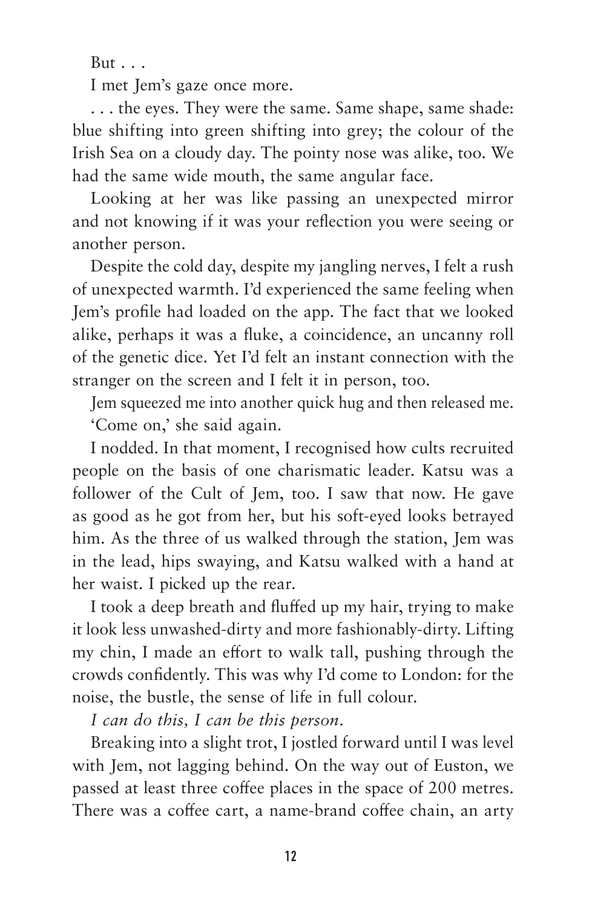But . . .

I met Jem's gaze once more.

. . . the eyes. They were the same. Same shape, same shade: blue shifting into green shifting into grey; the colour of the Irish Sea on a cloudy day. The pointy nose was alike, too. We had the same wide mouth, the same angular face.

Looking at her was like passing an unexpected mirror and not knowing if it was your reflection you were seeing or another person.

Despite the cold day, despite my jangling nerves, I felt a rush of unexpected warmth. I'd experienced the same feeling when Jem's profile had loaded on the app. The fact that we looked alike, perhaps it was a fluke, a coincidence, an uncanny roll of the genetic dice. Yet I'd felt an instant connection with the stranger on the screen and I felt it in person, too.

Jem squeezed me into another quick hug and then released me.

'Come on,' she said again.

I nodded. In that moment, I recognised how cults recruited people on the basis of one charismatic leader. Katsu was a follower of the Cult of Jem, too. I saw that now. He gave as good as he got from her, but his soft-eyed looks betrayed him. As the three of us walked through the station, Jem was in the lead, hips swaying, and Katsu walked with a hand at her waist. I picked up the rear.

I took a deep breath and fluffed up my hair, trying to make it look less unwashed-dirty and more fashionably-dirty. Lifting my chin, I made an effort to walk tall, pushing through the crowds confidently. This was why I'd come to London: for the noise, the bustle, the sense of life in full colour.

*I can do this, I can be this person.*

Breaking into a slight trot, I jostled forward until I was level with Jem, not lagging behind. On the way out of Euston, we passed at least three coffee places in the space of 200 metres. There was a coffee cart, a name-brand coffee chain, an arty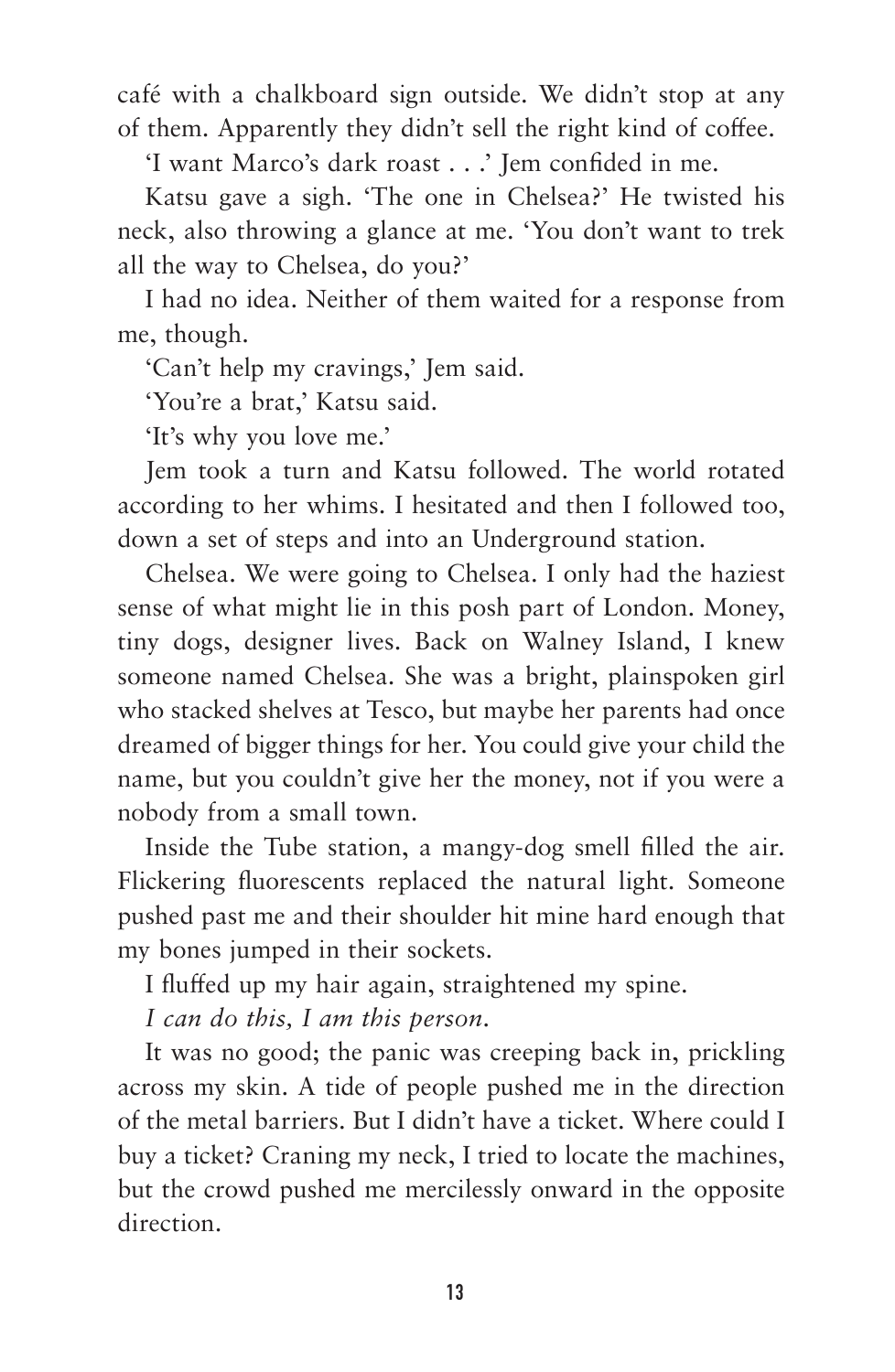café with a chalkboard sign outside. We didn't stop at any of them. Apparently they didn't sell the right kind of coffee.

'I want Marco's dark roast . . .' Jem confided in me.

Katsu gave a sigh. 'The one in Chelsea?' He twisted his neck, also throwing a glance at me. 'You don't want to trek all the way to Chelsea, do you?'

I had no idea. Neither of them waited for a response from me, though.

'Can't help my cravings,' Jem said.

'You're a brat,' Katsu said.

'It's why you love me.'

Jem took a turn and Katsu followed. The world rotated according to her whims. I hesitated and then I followed too, down a set of steps and into an Underground station.

Chelsea. We were going to Chelsea. I only had the haziest sense of what might lie in this posh part of London. Money, tiny dogs, designer lives. Back on Walney Island, I knew someone named Chelsea. She was a bright, plainspoken girl who stacked shelves at Tesco, but maybe her parents had once dreamed of bigger things for her. You could give your child the name, but you couldn't give her the money, not if you were a nobody from a small town.

Inside the Tube station, a mangy-dog smell filled the air. Flickering fluorescents replaced the natural light. Someone pushed past me and their shoulder hit mine hard enough that my bones jumped in their sockets.

I fluffed up my hair again, straightened my spine.

*I can do this, I am this person.*

It was no good; the panic was creeping back in, prickling across my skin. A tide of people pushed me in the direction of the metal barriers. But I didn't have a ticket. Where could I buy a ticket? Craning my neck, I tried to locate the machines, but the crowd pushed me mercilessly onward in the opposite direction.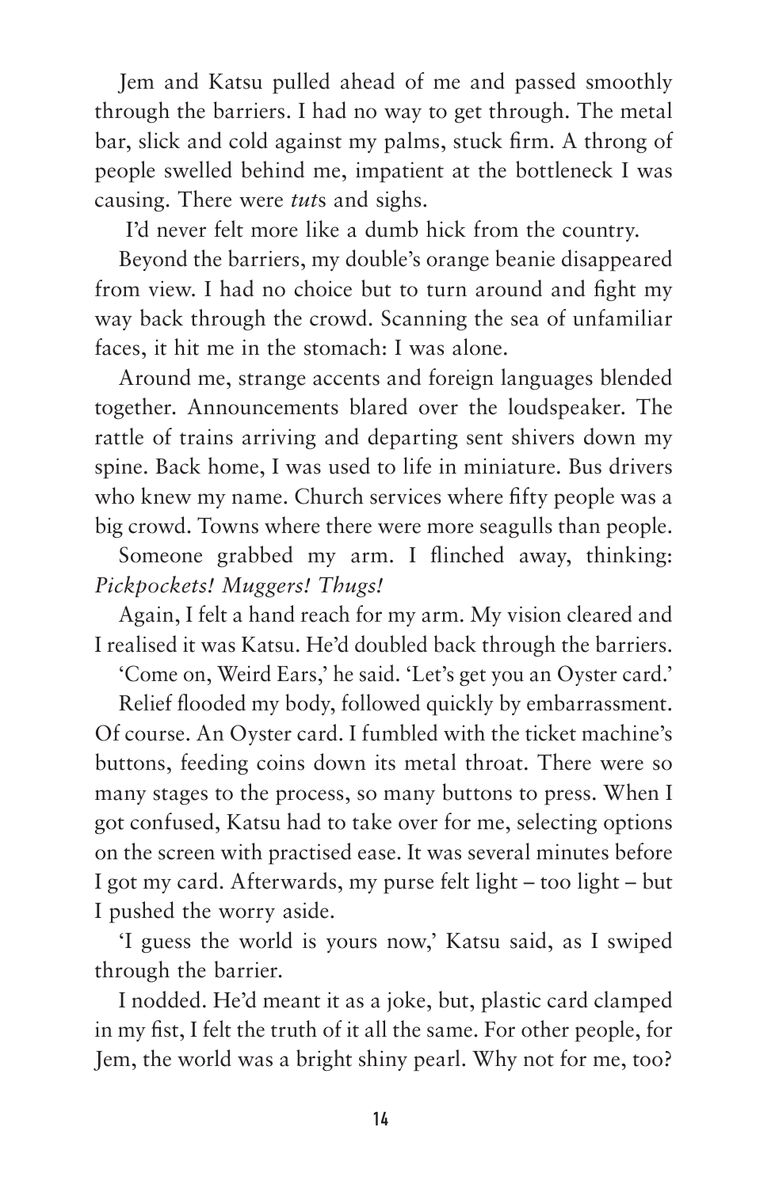Jem and Katsu pulled ahead of me and passed smoothly through the barriers. I had no way to get through. The metal bar, slick and cold against my palms, stuck firm. A throng of people swelled behind me, impatient at the bottleneck I was causing. There were *tut*s and sighs.

I'd never felt more like a dumb hick from the country.

Beyond the barriers, my double's orange beanie disappeared from view. I had no choice but to turn around and fight my way back through the crowd. Scanning the sea of unfamiliar faces, it hit me in the stomach: I was alone.

Around me, strange accents and foreign languages blended together. Announcements blared over the loudspeaker. The rattle of trains arriving and departing sent shivers down my spine. Back home, I was used to life in miniature. Bus drivers who knew my name. Church services where fifty people was a big crowd. Towns where there were more seagulls than people.

Someone grabbed my arm. I flinched away, thinking: *Pickpockets! Muggers! Thugs!*

Again, I felt a hand reach for my arm. My vision cleared and I realised it was Katsu. He'd doubled back through the barriers.

'Come on, Weird Ears,' he said. 'Let's get you an Oyster card.'

Relief flooded my body, followed quickly by embarrassment. Of course. An Oyster card. I fumbled with the ticket machine's buttons, feeding coins down its metal throat. There were so many stages to the process, so many buttons to press. When I got confused, Katsu had to take over for me, selecting options on the screen with practised ease. It was several minutes before I got my card. Afterwards, my purse felt light – too light – but I pushed the worry aside.

'I guess the world is yours now,' Katsu said, as I swiped through the barrier.

I nodded. He'd meant it as a joke, but, plastic card clamped in my fist, I felt the truth of it all the same. For other people, for Jem, the world was a bright shiny pearl. Why not for me, too?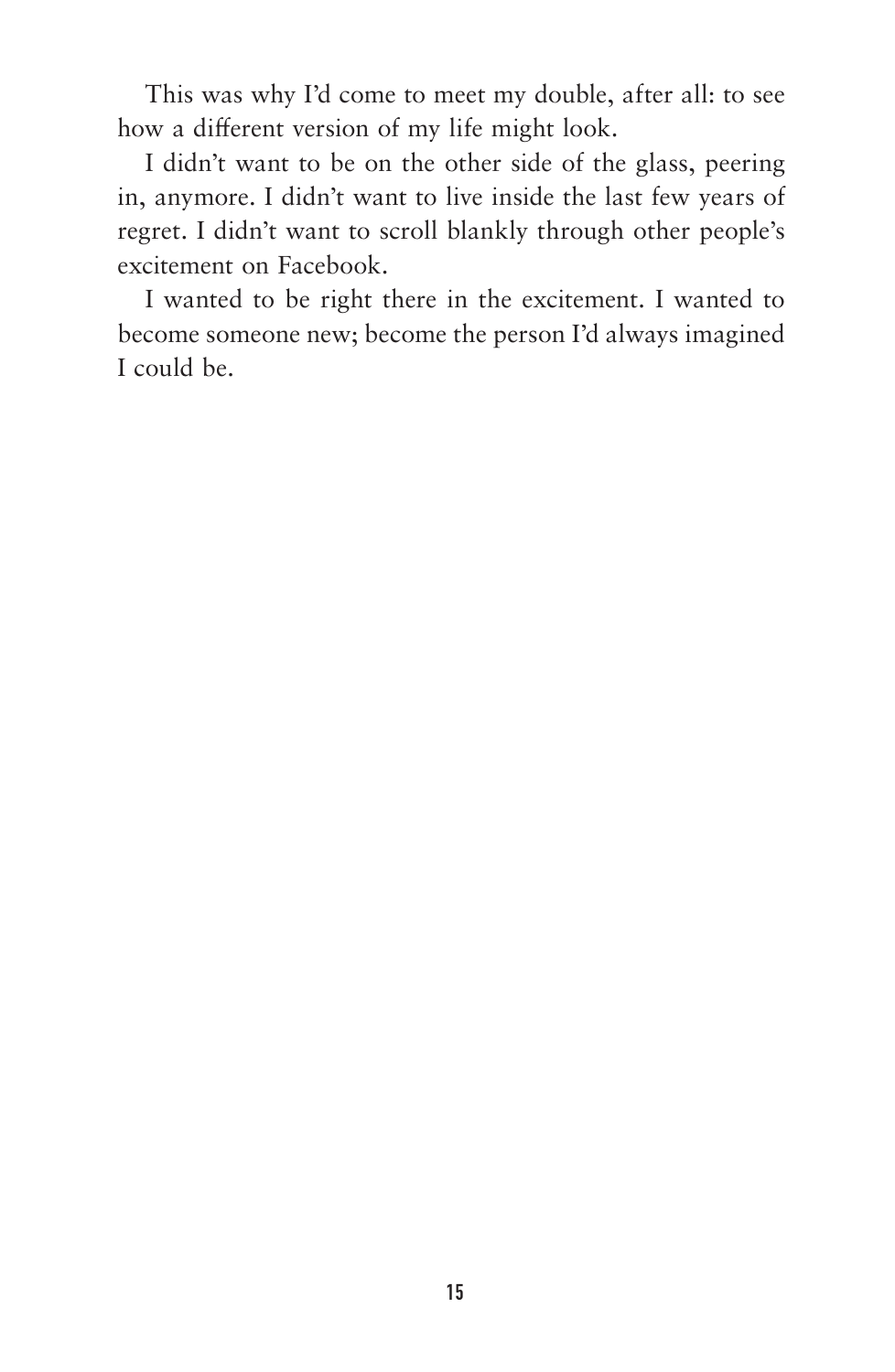This was why I'd come to meet my double, after all: to see how a different version of my life might look.

I didn't want to be on the other side of the glass, peering in, anymore. I didn't want to live inside the last few years of regret. I didn't want to scroll blankly through other people's excitement on Facebook.

I wanted to be right there in the excitement. I wanted to become someone new; become the person I'd always imagined I could be.